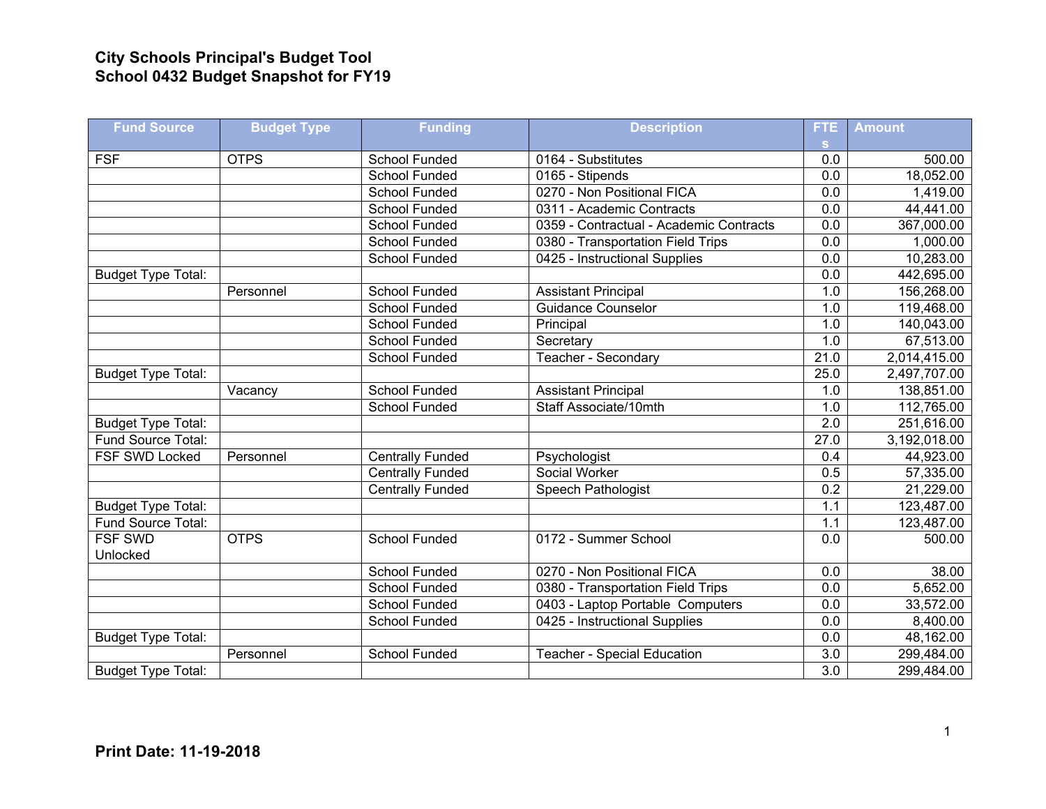# City Schools Principal's Budget Tool
# School 0432 Budget Snapshot for FY19

| Fund Source | Budget Type | Funding | Description | FTEs | Amount |
|---|---|---|---|---|---|
| FSF | OTPS | School Funded | 0164 - Substitutes | 0.0 | 500.00 |
| | | School Funded | 0165 - Stipends | 0.0 | 18,052.00 |
| | | School Funded | 0270 - Non Positional FICA | 0.0 | 1,419.00 |
| | | School Funded | 0311 - Academic Contracts | 0.0 | 44,441.00 |
| | | School Funded | 0359 - Contractual - Academic Contracts | 0.0 | 367,000.00 |
| | | School Funded | 0380 - Transportation Field Trips | 0.0 | 1,000.00 |
| | | School Funded | 0425 - Instructional Supplies | 0.0 | 10,283.00 |
| Budget Type Total: | | | | 0.0 | 442,695.00 |
| | Personnel | School Funded | Assistant Principal | 1.0 | 156,268.00 |
| | | School Funded | Guidance Counselor | 1.0 | 119,468.00 |
| | | School Funded | Principal | 1.0 | 140,043.00 |
| | | School Funded | Secretary | 1.0 | 67,513.00 |
| | | School Funded | Teacher - Secondary | 21.0 | 2,014,415.00 |
| Budget Type Total: | | | | 25.0 | 2,497,707.00 |
| | Vacancy | School Funded | Assistant Principal | 1.0 | 138,851.00 |
| | | School Funded | Staff Associate/10mth | 1.0 | 112,765.00 |
| Budget Type Total: | | | | 2.0 | 251,616.00 |
| Fund Source Total: | | | | 27.0 | 3,192,018.00 |
| FSF SWD Locked | Personnel | Centrally Funded | Psychologist | 0.4 | 44,923.00 |
| | | Centrally Funded | Social Worker | 0.5 | 57,335.00 |
| | | Centrally Funded | Speech Pathologist | 0.2 | 21,229.00 |
| Budget Type Total: | | | | 1.1 | 123,487.00 |
| Fund Source Total: | | | | 1.1 | 123,487.00 |
| FSF SWD Unlocked | OTPS | School Funded | 0172 - Summer School | 0.0 | 500.00 |
| | | School Funded | 0270 - Non Positional FICA | 0.0 | 38.00 |
| | | School Funded | 0380 - Transportation Field Trips | 0.0 | 5,652.00 |
| | | School Funded | 0403 - Laptop Portable Computers | 0.0 | 33,572.00 |
| | | School Funded | 0425 - Instructional Supplies | 0.0 | 8,400.00 |
| Budget Type Total: | | | | 0.0 | 48,162.00 |
| | Personnel | School Funded | Teacher - Special Education | 3.0 | 299,484.00 |
| Budget Type Total: | | | | 3.0 | 299,484.00 |

**Print Date: 11-19-2018**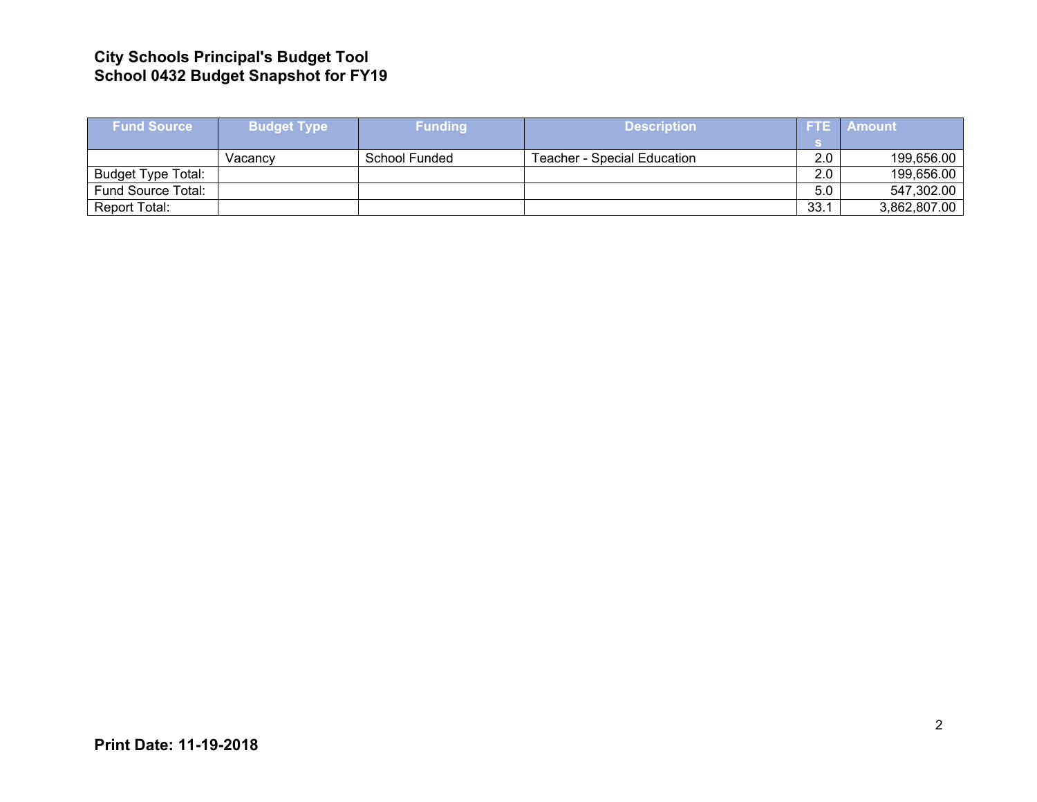**City Schools Principal's Budget Tool**
**School 0432 Budget Snapshot for FY19**

| Fund Source | Budget Type | Funding | Description | FTEs | Amount |
|---|---|---|---|---|---|
| | Vacancy | School Funded | Teacher - Special Education | 2.0 | 199,656.00 |
| Budget Type Total: | | | | 2.0 | 199,656.00 |
| Fund Source Total: | | | | 5.0 | 547,302.00 |
| Report Total: | | | | 33.1 | 3,862,807.00 |

**Print Date: 11-19-2018**